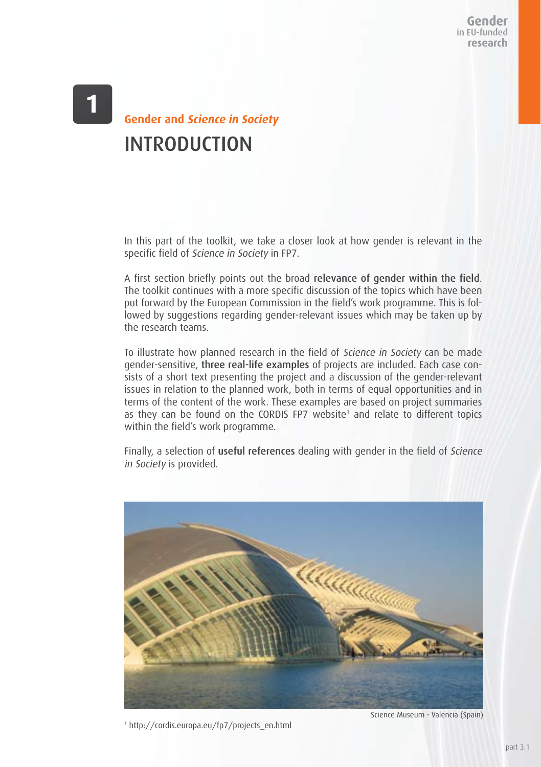# 1

## Gender and *Science in Society*

# INTRODUCTION

In this part of the toolkit, we take a closer look at how gender is relevant in the specific field of *Science in Society* in FP7.

A first section briefly points out the broad **relevance of gender within the field**. The toolkit continues with a more specific discussion of the topics which have been put forward by the European Commission in the field's work programme. This is followed by suggestions regarding gender-relevant issues which may be taken up by the research teams.

To illustrate how planned research in the field of *Science in Society* can be made gender-sensitive, **three real-life examples** of projects are included. Each case consists of a short text presenting the project and a discussion of the gender-relevant issues in relation to the planned work, both in terms of equal opportunities and in terms of the content of the work. These examples are based on project summaries as they can be found on the CORDIS FP7 website[1] and relate to different topics within the field's work programme.

Finally, a selection of **useful references** dealing with gender in the field of *Science in Society* is provided.

Science Museum - Valencia (Spain)

[1] http://cordis.europa.eu/fp7/projects_en.html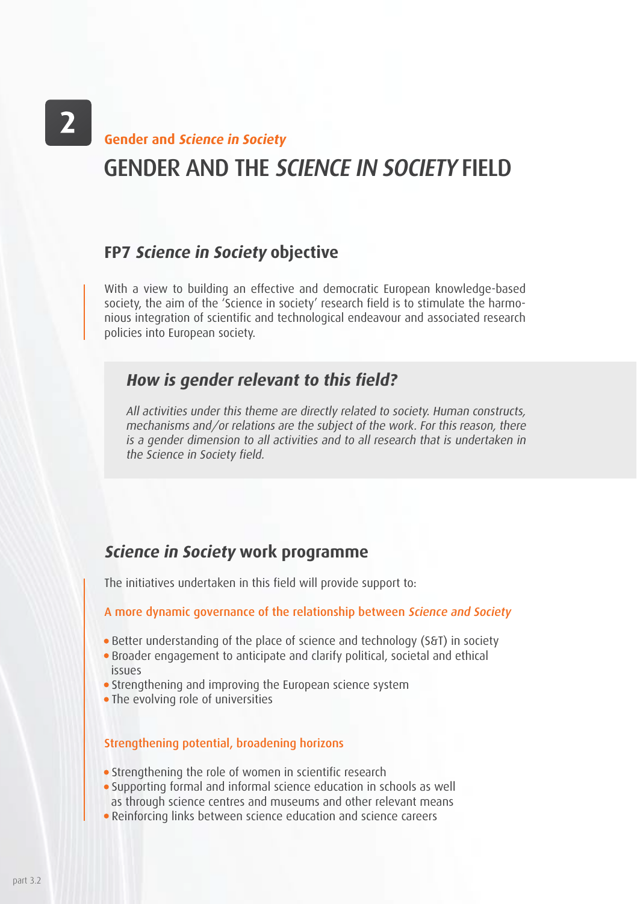**2**

**Gender and *Science in Society***

# GENDER AND THE *SCIENCE IN SOCIETY* FIELD

## FP7 *Science in Society* objective

With a view to building an effective and democratic European knowledge-based society, the aim of the 'Science in society' research field is to stimulate the harmonious integration of scientific and technological endeavour and associated research policies into European society.

### *How is gender relevant to this field?*

*All activities under this theme are directly related to society. Human constructs, mechanisms and/or relations are the subject of the work. For this reason, there is a gender dimension to all activities and to all research that is undertaken in the Science in Society field.*

## *Science in Society* work programme

The initiatives undertaken in this field will provide support to:

**A more dynamic governance of the relationship between *Science and Society***

- Better understanding of the place of science and technology (S&T) in society
- Broader engagement to anticipate and clarify political, societal and ethical issues
- Strengthening and improving the European science system
- The evolving role of universities

**Strengthening potential, broadening horizons**

- Strengthening the role of women in scientific research
- Supporting formal and informal science education in schools as well as through science centres and museums and other relevant means
- Reinforcing links between science education and science careers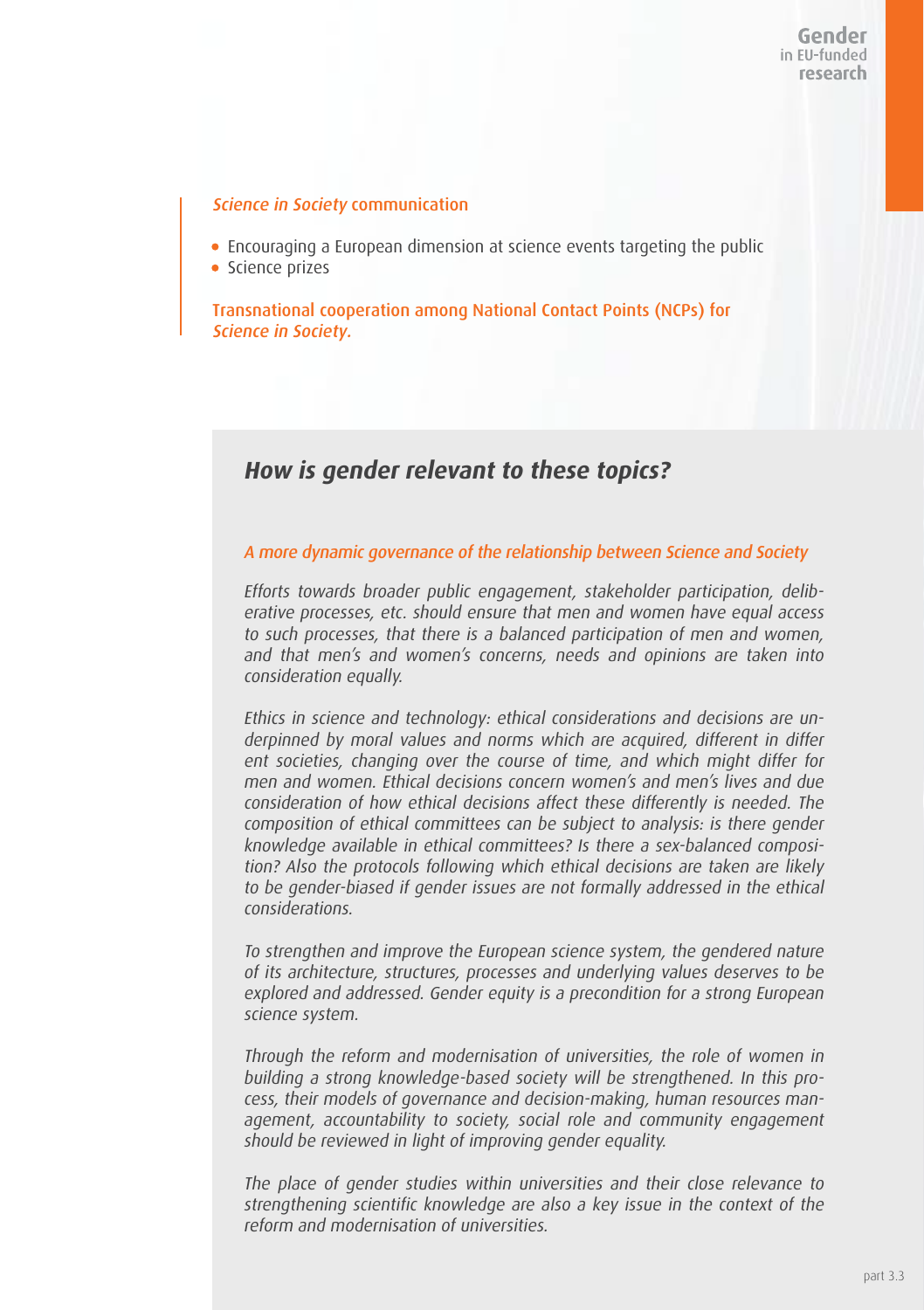*Science in Society* communication

- Encouraging a European dimension at science events targeting the public
- Science prizes

Transnational cooperation among National Contact Points (NCPs) for *Science in Society*.

## How is gender relevant to these topics?

*A more dynamic governance of the relationship between Science and Society*

*Efforts towards broader public engagement, stakeholder participation, deliberative processes, etc. should ensure that men and women have equal access to such processes, that there is a balanced participation of men and women, and that men's and women's concerns, needs and opinions are taken into consideration equally.*

*Ethics in science and technology: ethical considerations and decisions are underpinned by moral values and norms which are acquired, different in different societies, changing over the course of time, and which might differ for men and women. Ethical decisions concern women's and men's lives and due consideration of how ethical decisions affect these differently is needed. The composition of ethical committees can be subject to analysis: is there gender knowledge available in ethical committees? Is there a sex-balanced composition? Also the protocols following which ethical decisions are taken are likely to be gender-biased if gender issues are not formally addressed in the ethical considerations.*

*To strengthen and improve the European science system, the gendered nature of its architecture, structures, processes and underlying values deserves to be explored and addressed. Gender equity is a precondition for a strong European science system.*

*Through the reform and modernisation of universities, the role of women in building a strong knowledge-based society will be strengthened. In this process, their models of governance and decision-making, human resources management, accountability to society, social role and community engagement should be reviewed in light of improving gender equality.*

*The place of gender studies within universities and their close relevance to strengthening scientific knowledge are also a key issue in the context of the reform and modernisation of universities.*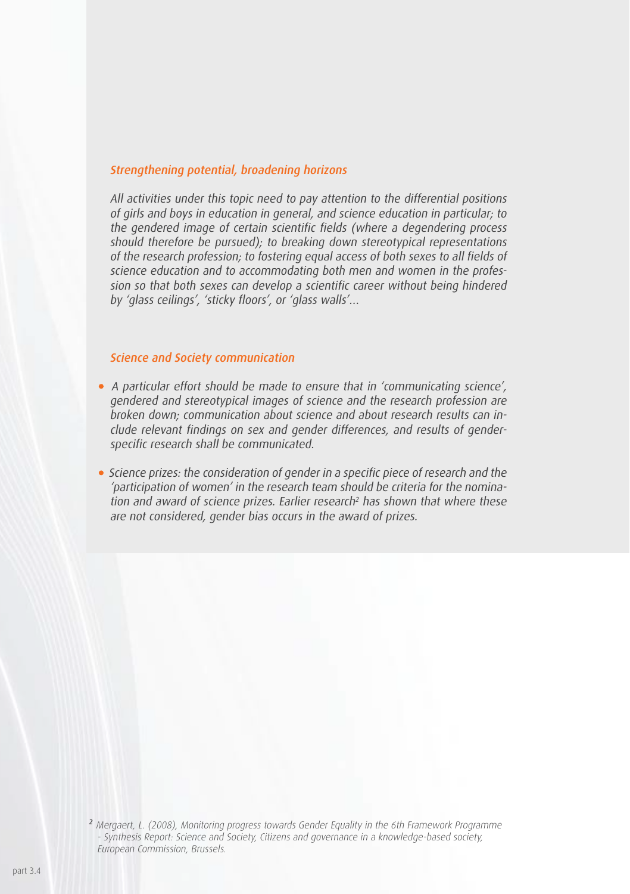### *Strengthening potential, broadening horizons*

*All activities under this topic need to pay attention to the differential positions of girls and boys in education in general, and science education in particular; to the gendered image of certain scientific fields (where a degendering process should therefore be pursued); to breaking down stereotypical representations of the research profession; to fostering equal access of both sexes to all fields of science education and to accommodating both men and women in the profession so that both sexes can develop a scientific career without being hindered by 'glass ceilings', 'sticky floors', or 'glass walls'...*

### *Science and Society communication*

- *A particular effort should be made to ensure that in 'communicating science', gendered and stereotypical images of science and the research profession are broken down; communication about science and about research results can include relevant findings on sex and gender differences, and results of gender-specific research shall be communicated.*
- *Science prizes: the consideration of gender in a specific piece of research and the 'participation of women' in the research team should be criteria for the nomination and award of science prizes. Earlier research[2] has shown that where these are not considered, gender bias occurs in the award of prizes.*

[2] *Mergaert, L. (2008), Monitoring progress towards Gender Equality in the 6th Framework Programme - Synthesis Report: Science and Society, Citizens and governance in a knowledge-based society, European Commission, Brussels.*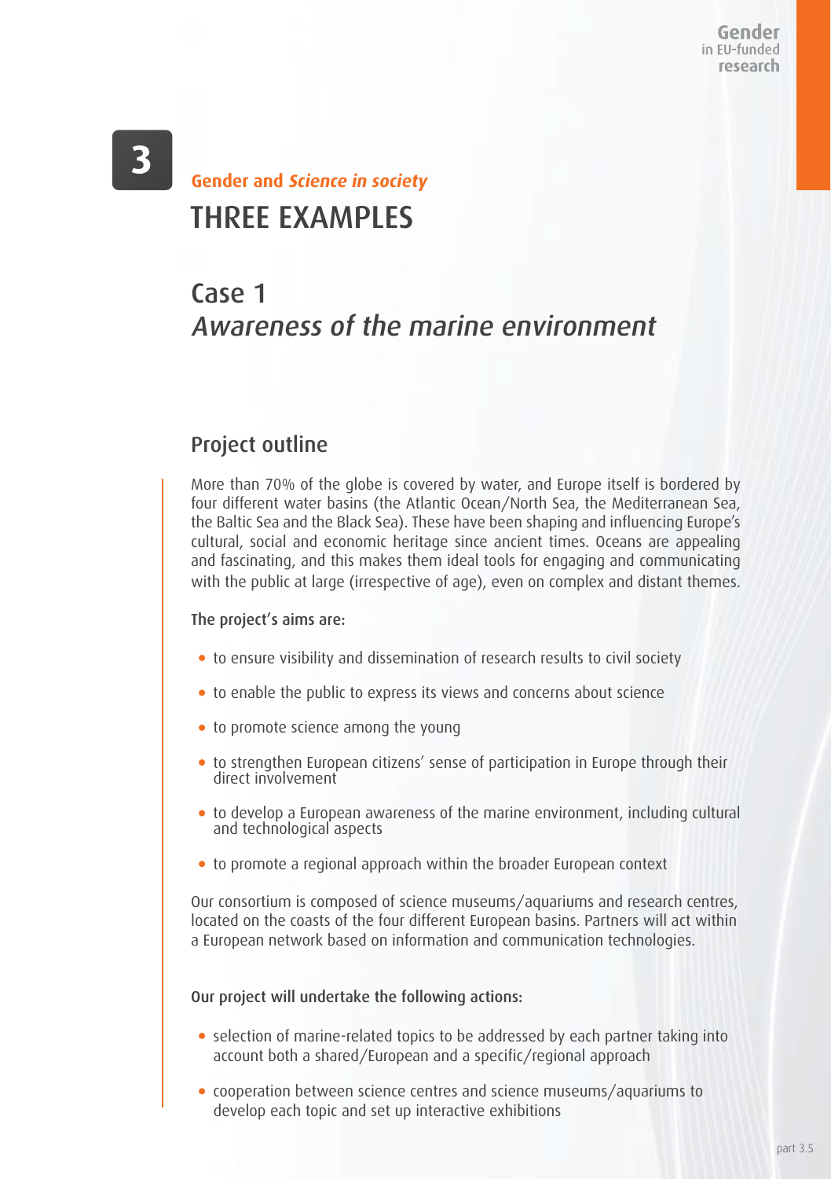# 3

## Gender and *Science in society*

# THREE EXAMPLES

## Case 1
## *Awareness of the marine environment*

### Project outline

More than 70% of the globe is covered by water, and Europe itself is bordered by four different water basins (the Atlantic Ocean/North Sea, the Mediterranean Sea, the Baltic Sea and the Black Sea). These have been shaping and influencing Europe's cultural, social and economic heritage since ancient times. Oceans are appealing and fascinating, and this makes them ideal tools for engaging and communicating with the public at large (irrespective of age), even on complex and distant themes.

**The project's aims are:**

- to ensure visibility and dissemination of research results to civil society
- to enable the public to express its views and concerns about science
- to promote science among the young
- to strengthen European citizens' sense of participation in Europe through their direct involvement
- to develop a European awareness of the marine environment, including cultural and technological aspects
- to promote a regional approach within the broader European context

Our consortium is composed of science museums/aquariums and research centres, located on the coasts of the four different European basins. Partners will act within a European network based on information and communication technologies.

**Our project will undertake the following actions:**

- selection of marine-related topics to be addressed by each partner taking into account both a shared/European and a specific/regional approach
- cooperation between science centres and science museums/aquariums to develop each topic and set up interactive exhibitions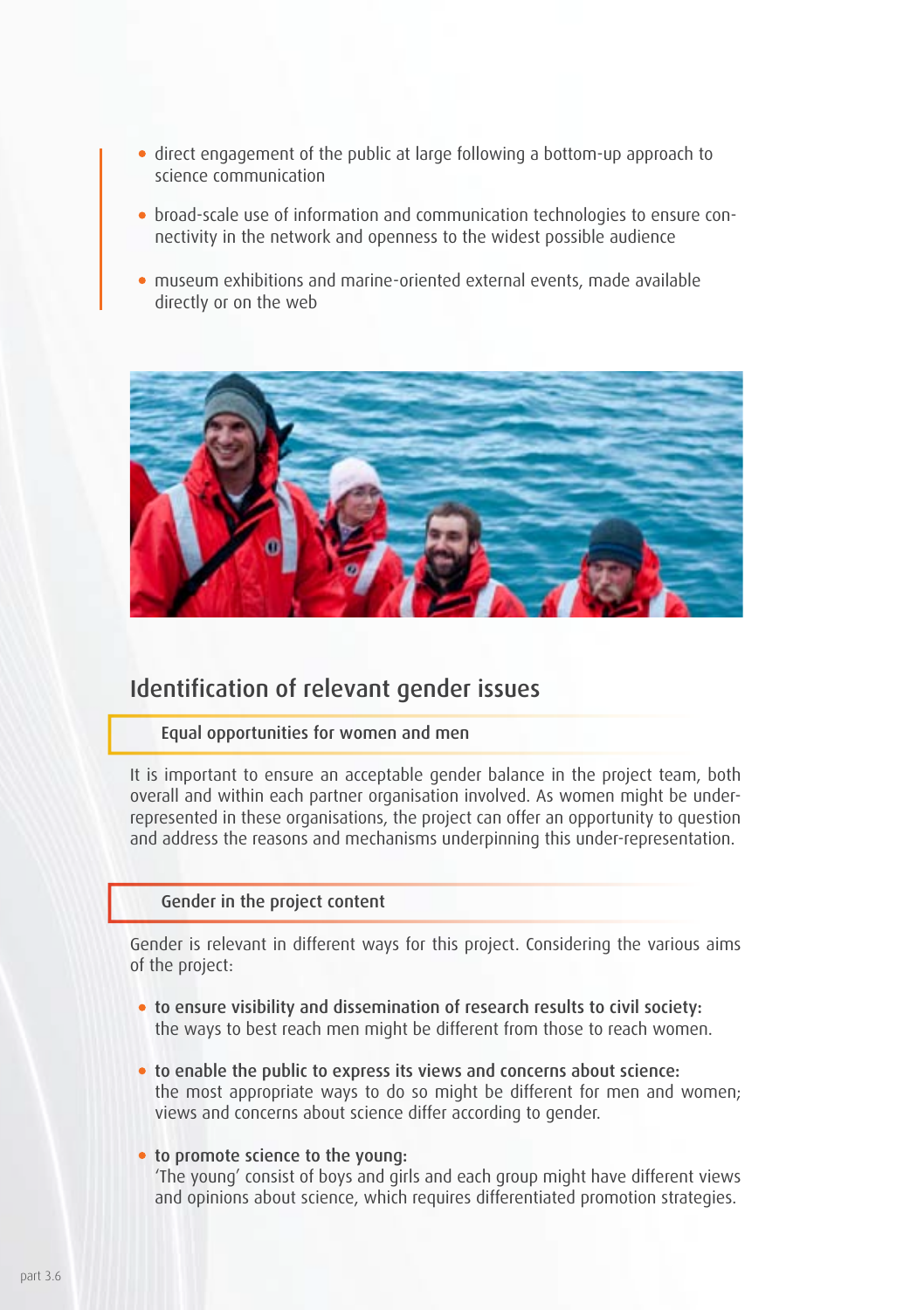- direct engagement of the public at large following a bottom-up approach to science communication
- broad-scale use of information and communication technologies to ensure connectivity in the network and openness to the widest possible audience
- museum exhibitions and marine-oriented external events, made available directly or on the web

## Identification of relevant gender issues

### Equal opportunities for women and men

It is important to ensure an acceptable gender balance in the project team, both overall and within each partner organisation involved. As women might be under-represented in these organisations, the project can offer an opportunity to question and address the reasons and mechanisms underpinning this under-representation.

### Gender in the project content

Gender is relevant in different ways for this project. Considering the various aims of the project:

- **to ensure visibility and dissemination of research results to civil society:** the ways to best reach men might be different from those to reach women.
- **to enable the public to express its views and concerns about science:** the most appropriate ways to do so might be different for men and women; views and concerns about science differ according to gender.
- **to promote science to the young:** 'The young' consist of boys and girls and each group might have different views and opinions about science, which requires differentiated promotion strategies.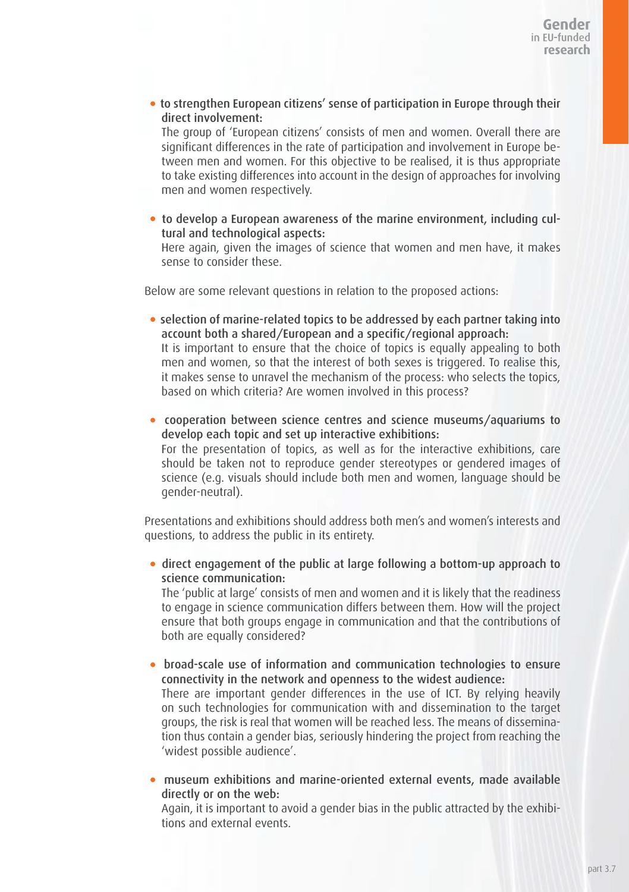- **to strengthen European citizens' sense of participation in Europe through their direct involvement:**
  The group of 'European citizens' consists of men and women. Overall there are significant differences in the rate of participation and involvement in Europe between men and women. For this objective to be realised, it is thus appropriate to take existing differences into account in the design of approaches for involving men and women respectively.

- **to develop a European awareness of the marine environment, including cultural and technological aspects:**
  Here again, given the images of science that women and men have, it makes sense to consider these.

Below are some relevant questions in relation to the proposed actions:

- **selection of marine-related topics to be addressed by each partner taking into account both a shared/European and a specific/regional approach:**
  It is important to ensure that the choice of topics is equally appealing to both men and women, so that the interest of both sexes is triggered. To realise this, it makes sense to unravel the mechanism of the process: who selects the topics, based on which criteria? Are women involved in this process?

- **cooperation between science centres and science museums/aquariums to develop each topic and set up interactive exhibitions:**
  For the presentation of topics, as well as for the interactive exhibitions, care should be taken not to reproduce gender stereotypes or gendered images of science (e.g. visuals should include both men and women, language should be gender-neutral).

Presentations and exhibitions should address both men's and women's interests and questions, to address the public in its entirety.

- **direct engagement of the public at large following a bottom-up approach to science communication:**
  The 'public at large' consists of men and women and it is likely that the readiness to engage in science communication differs between them. How will the project ensure that both groups engage in communication and that the contributions of both are equally considered?

- **broad-scale use of information and communication technologies to ensure connectivity in the network and openness to the widest audience:**
  There are important gender differences in the use of ICT. By relying heavily on such technologies for communication with and dissemination to the target groups, the risk is real that women will be reached less. The means of dissemination thus contain a gender bias, seriously hindering the project from reaching the 'widest possible audience'.

- **museum exhibitions and marine-oriented external events, made available directly or on the web:**
  Again, it is important to avoid a gender bias in the public attracted by the exhibitions and external events.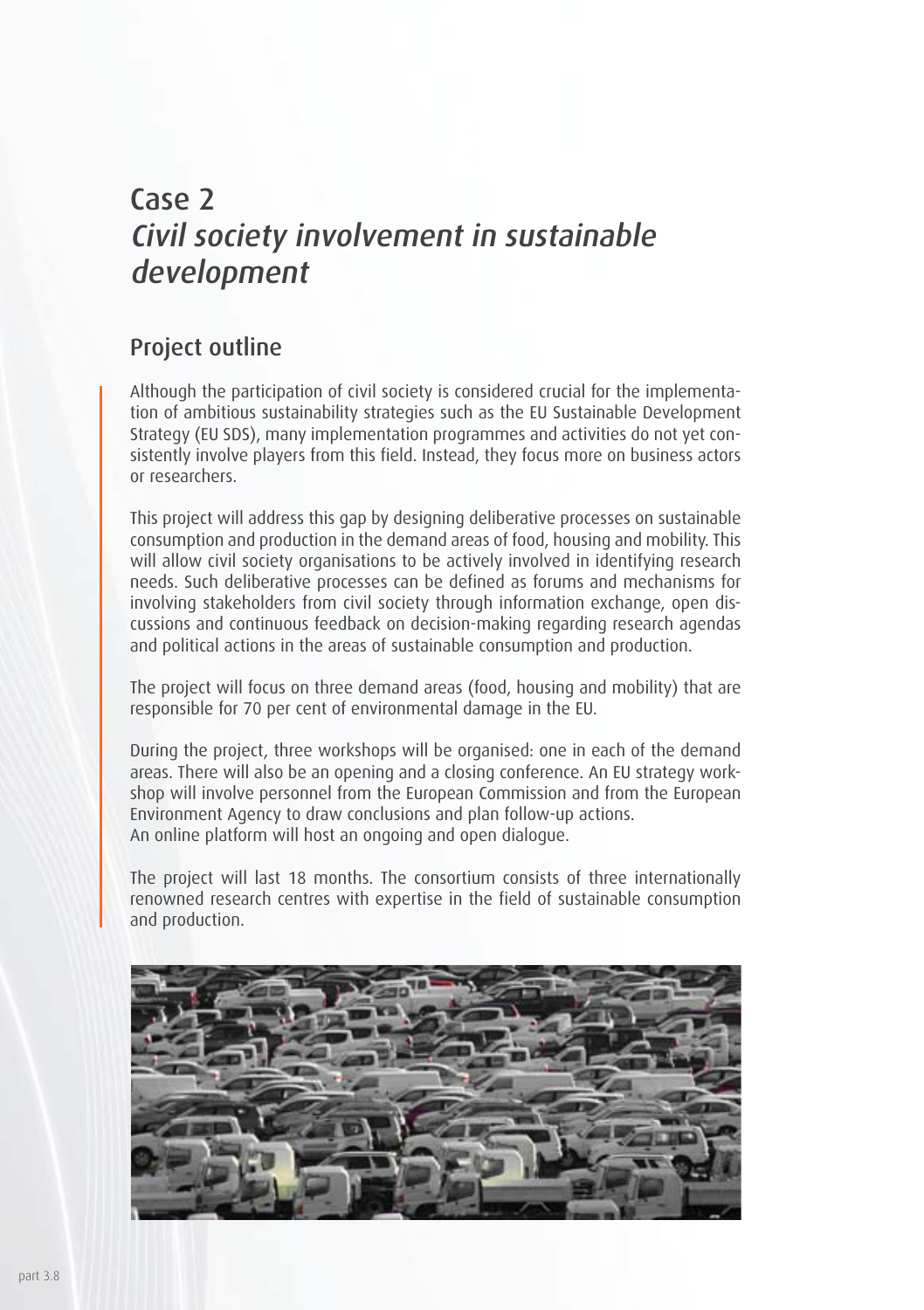# Case 2
## *Civil society involvement in sustainable development*

### Project outline

Although the participation of civil society is considered crucial for the implementation of ambitious sustainability strategies such as the EU Sustainable Development Strategy (EU SDS), many implementation programmes and activities do not yet consistently involve players from this field. Instead, they focus more on business actors or researchers.

This project will address this gap by designing deliberative processes on sustainable consumption and production in the demand areas of food, housing and mobility. This will allow civil society organisations to be actively involved in identifying research needs. Such deliberative processes can be defined as forums and mechanisms for involving stakeholders from civil society through information exchange, open discussions and continuous feedback on decision-making regarding research agendas and political actions in the areas of sustainable consumption and production.

The project will focus on three demand areas (food, housing and mobility) that are responsible for 70 per cent of environmental damage in the EU.

During the project, three workshops will be organised: one in each of the demand areas. There will also be an opening and a closing conference. An EU strategy workshop will involve personnel from the European Commission and from the European Environment Agency to draw conclusions and plan follow-up actions.
An online platform will host an ongoing and open dialogue.

The project will last 18 months. The consortium consists of three internationally renowned research centres with expertise in the field of sustainable consumption and production.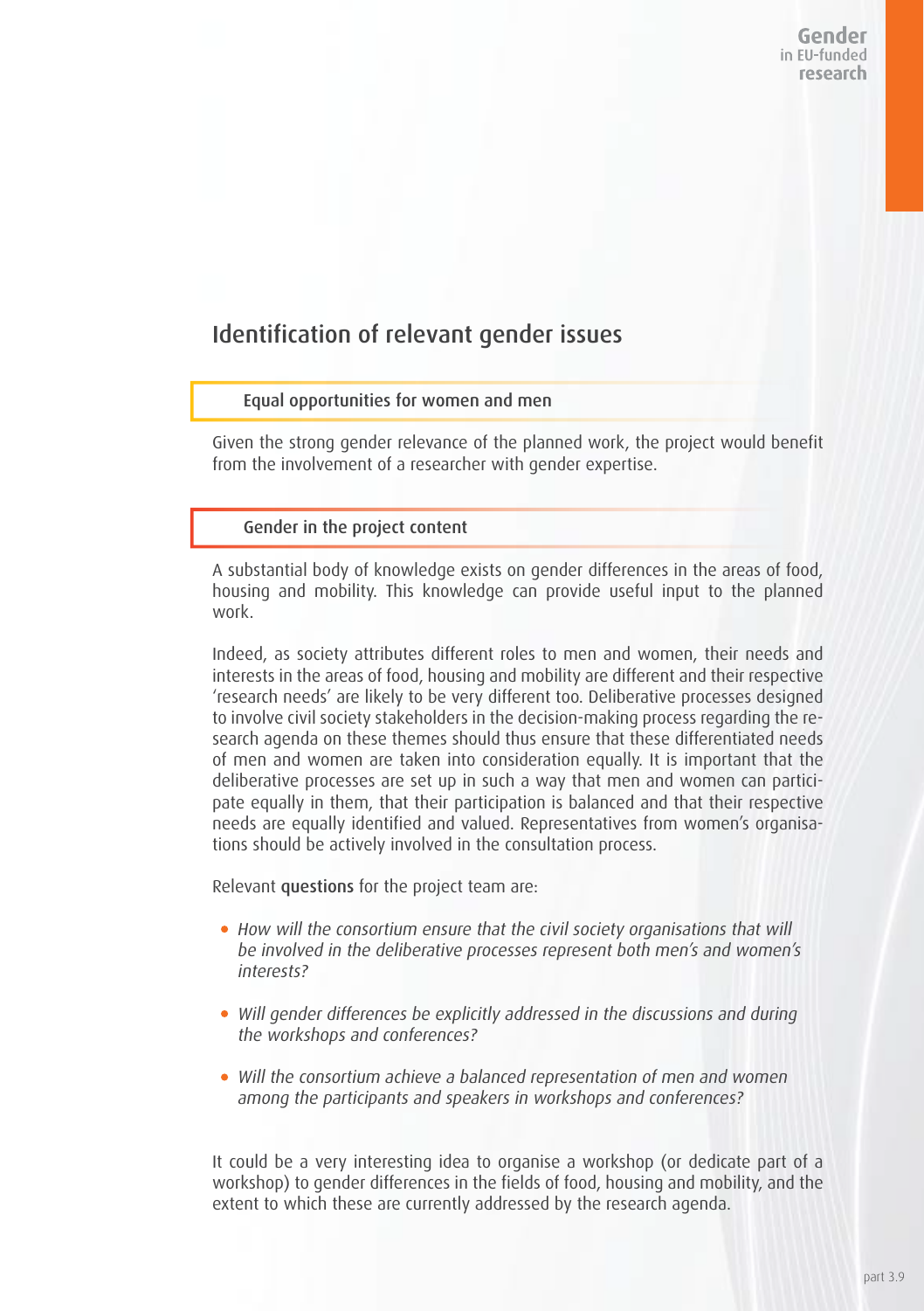## Identification of relevant gender issues

### Equal opportunities for women and men

Given the strong gender relevance of the planned work, the project would benefit from the involvement of a researcher with gender expertise.

### Gender in the project content

A substantial body of knowledge exists on gender differences in the areas of food, housing and mobility. This knowledge can provide useful input to the planned work.

Indeed, as society attributes different roles to men and women, their needs and interests in the areas of food, housing and mobility are different and their respective 'research needs' are likely to be very different too. Deliberative processes designed to involve civil society stakeholders in the decision-making process regarding the research agenda on these themes should thus ensure that these differentiated needs of men and women are taken into consideration equally. It is important that the deliberative processes are set up in such a way that men and women can participate equally in them, that their participation is balanced and that their respective needs are equally identified and valued. Representatives from women's organisations should be actively involved in the consultation process.

Relevant **questions** for the project team are:

- *How will the consortium ensure that the civil society organisations that will be involved in the deliberative processes represent both men's and women's interests?*
- *Will gender differences be explicitly addressed in the discussions and during the workshops and conferences?*
- *Will the consortium achieve a balanced representation of men and women among the participants and speakers in workshops and conferences?*

It could be a very interesting idea to organise a workshop (or dedicate part of a workshop) to gender differences in the fields of food, housing and mobility, and the extent to which these are currently addressed by the research agenda.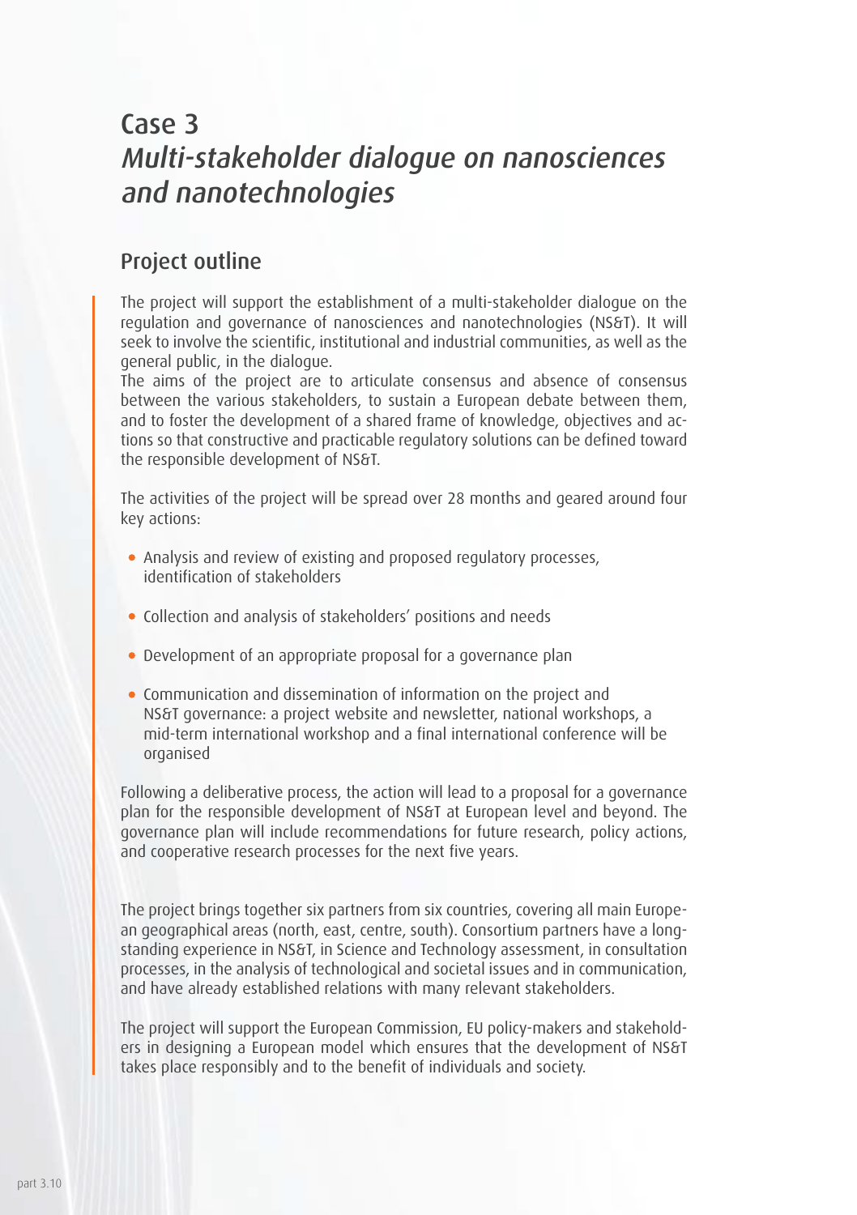# Case 3
# *Multi-stakeholder dialogue on nanosciences and nanotechnologies*

## Project outline

The project will support the establishment of a multi-stakeholder dialogue on the regulation and governance of nanosciences and nanotechnologies (NS&T). It will seek to involve the scientific, institutional and industrial communities, as well as the general public, in the dialogue.
The aims of the project are to articulate consensus and absence of consensus between the various stakeholders, to sustain a European debate between them, and to foster the development of a shared frame of knowledge, objectives and actions so that constructive and practicable regulatory solutions can be defined toward the responsible development of NS&T.

The activities of the project will be spread over 28 months and geared around four key actions:

- Analysis and review of existing and proposed regulatory processes, identification of stakeholders
- Collection and analysis of stakeholders' positions and needs
- Development of an appropriate proposal for a governance plan
- Communication and dissemination of information on the project and NS&T governance: a project website and newsletter, national workshops, a mid-term international workshop and a final international conference will be organised

Following a deliberative process, the action will lead to a proposal for a governance plan for the responsible development of NS&T at European level and beyond. The governance plan will include recommendations for future research, policy actions, and cooperative research processes for the next five years.

The project brings together six partners from six countries, covering all main European geographical areas (north, east, centre, south). Consortium partners have a long-standing experience in NS&T, in Science and Technology assessment, in consultation processes, in the analysis of technological and societal issues and in communication, and have already established relations with many relevant stakeholders.

The project will support the European Commission, EU policy-makers and stakeholders in designing a European model which ensures that the development of NS&T takes place responsibly and to the benefit of individuals and society.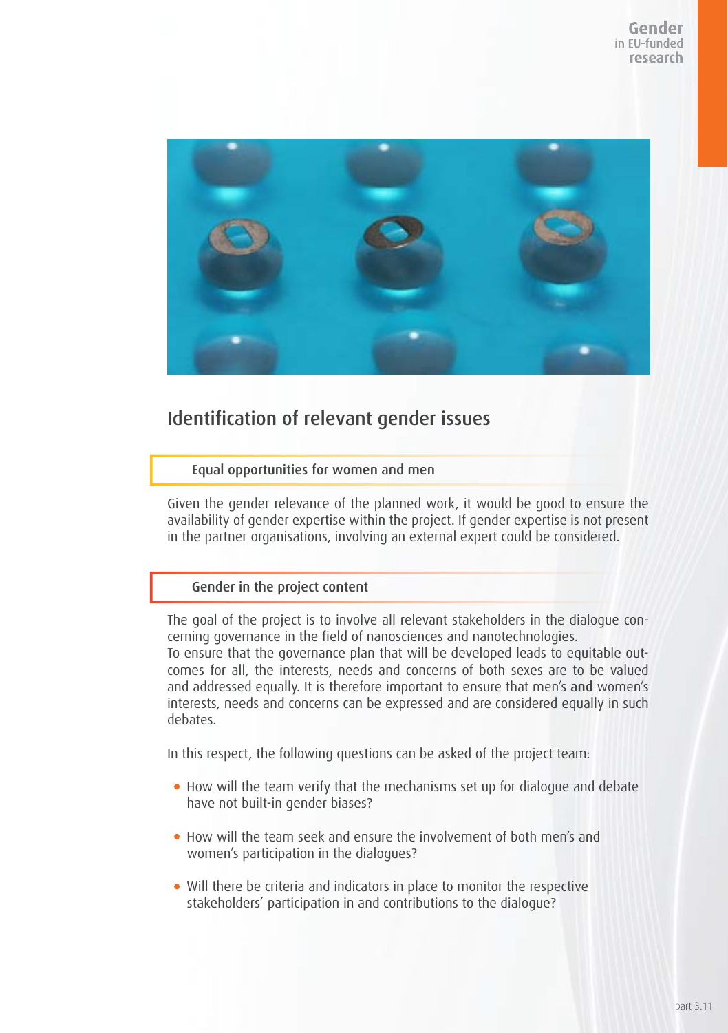## Identification of relevant gender issues

### Equal opportunities for women and men

Given the gender relevance of the planned work, it would be good to ensure the availability of gender expertise within the project. If gender expertise is not present in the partner organisations, involving an external expert could be considered.

### Gender in the project content

The goal of the project is to involve all relevant stakeholders in the dialogue concerning governance in the field of nanosciences and nanotechnologies.
To ensure that the governance plan that will be developed leads to equitable outcomes for all, the interests, needs and concerns of both sexes are to be valued and addressed equally. It is therefore important to ensure that men's **and** women's interests, needs and concerns can be expressed and are considered equally in such debates.

In this respect, the following questions can be asked of the project team:

- How will the team verify that the mechanisms set up for dialogue and debate have not built-in gender biases?
- How will the team seek and ensure the involvement of both men's and women's participation in the dialogues?
- Will there be criteria and indicators in place to monitor the respective stakeholders' participation in and contributions to the dialogue?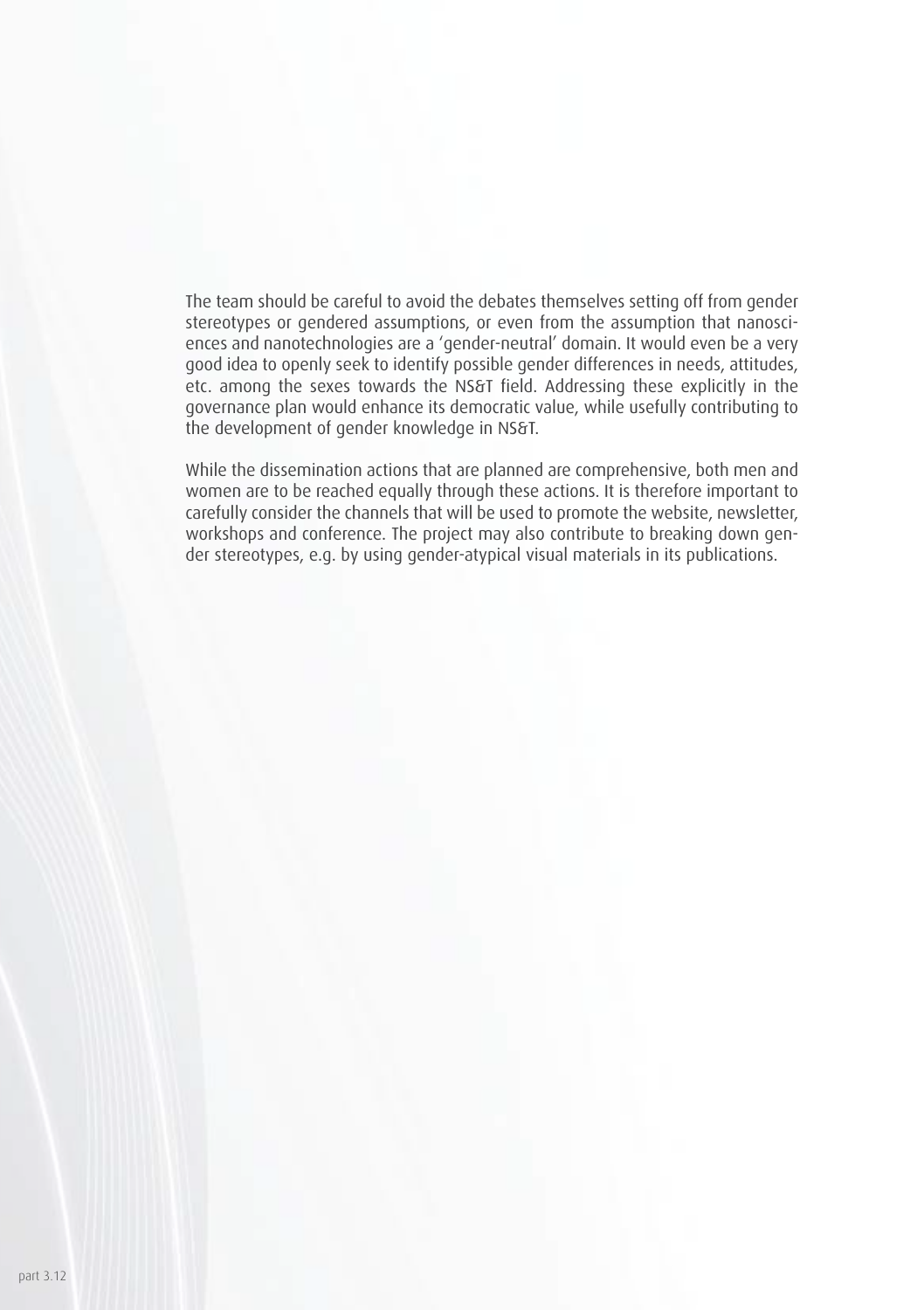The team should be careful to avoid the debates themselves setting off from gender stereotypes or gendered assumptions, or even from the assumption that nanosciences and nanotechnologies are a 'gender-neutral' domain. It would even be a very good idea to openly seek to identify possible gender differences in needs, attitudes, etc. among the sexes towards the NS&T field. Addressing these explicitly in the governance plan would enhance its democratic value, while usefully contributing to the development of gender knowledge in NS&T.

While the dissemination actions that are planned are comprehensive, both men and women are to be reached equally through these actions. It is therefore important to carefully consider the channels that will be used to promote the website, newsletter, workshops and conference. The project may also contribute to breaking down gender stereotypes, e.g. by using gender-atypical visual materials in its publications.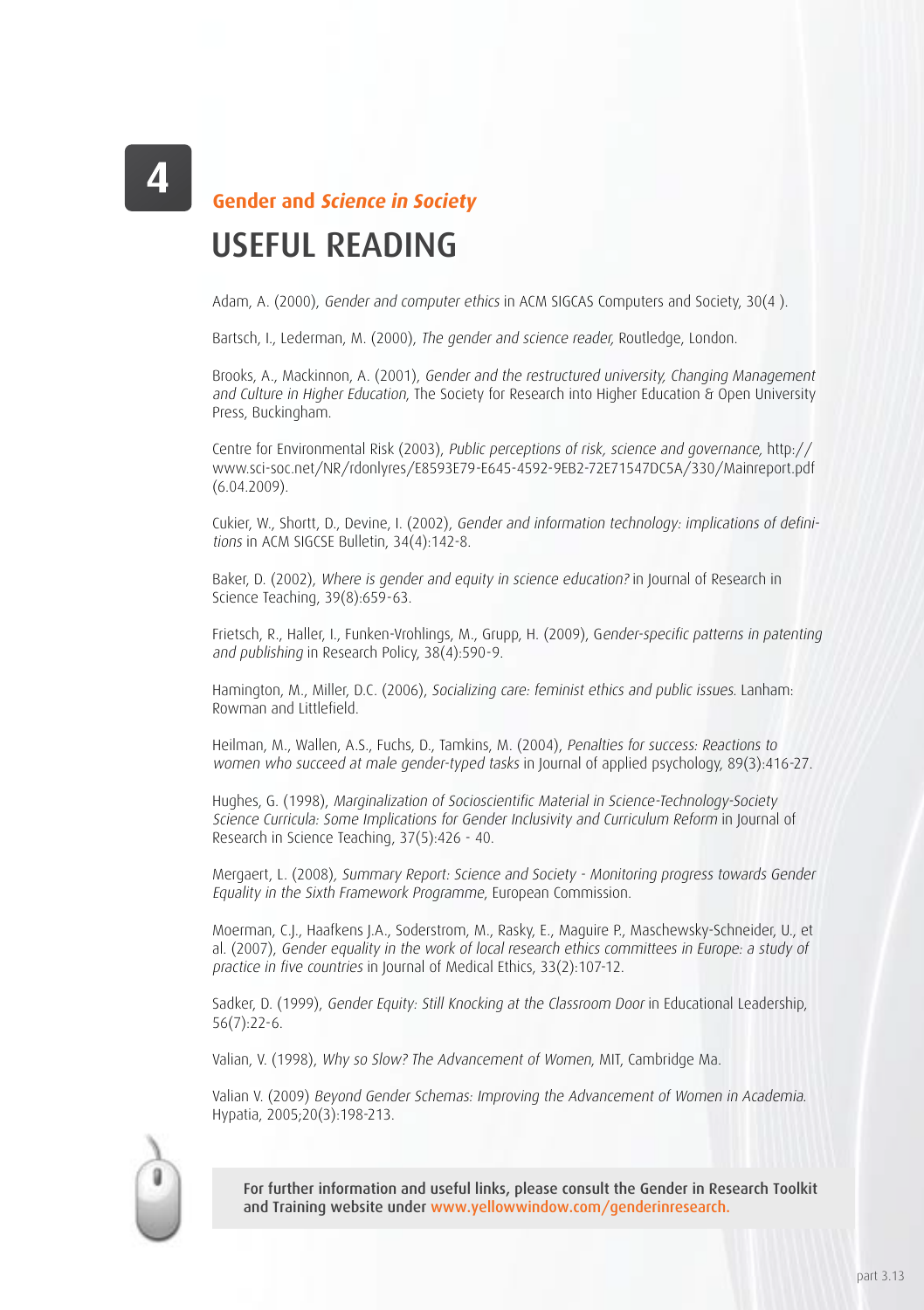4

**Gender and *Science in Society***

# USEFUL READING

Adam, A. (2000), *Gender and computer ethics* in ACM SIGCAS Computers and Society, 30(4 ).

Bartsch, I., Lederman, M. (2000), *The gender and science reader,* Routledge, London.

Brooks, A., Mackinnon, A. (2001), *Gender and the restructured university, Changing Management and Culture in Higher Education,* The Society for Research into Higher Education & Open University Press, Buckingham.

Centre for Environmental Risk (2003), *Public perceptions of risk, science and governance,* http://www.sci-soc.net/NR/rdonlyres/E8593E79-E645-4592-9EB2-72E71547DC5A/330/Mainreport.pdf (6.04.2009).

Cukier, W., Shortt, D., Devine, I. (2002), *Gender and information technology: implications of definitions* in ACM SIGCSE Bulletin, 34(4):142-8.

Baker, D. (2002), *Where is gender and equity in science education?* in Journal of Research in Science Teaching, 39(8):659-63.

Frietsch, R., Haller, I., Funken-Vrohlings, M., Grupp, H. (2009), G*ender-specific patterns in patenting and publishing* in Research Policy, 38(4):590-9.

Hamington, M., Miller, D.C. (2006), *Socializing care: feminist ethics and public issues.* Lanham: Rowman and Littlefield.

Heilman, M., Wallen, A.S., Fuchs, D., Tamkins, M. (2004), *Penalties for success: Reactions to women who succeed at male gender-typed tasks* in Journal of applied psychology, 89(3):416-27.

Hughes, G. (1998), *Marginalization of Socioscientific Material in Science-Technology-Society Science Curricula: Some Implications for Gender Inclusivity and Curriculum Reform* in Journal of Research in Science Teaching, 37(5):426 - 40.

Mergaert, L. (2008), *Summary Report: Science and Society - Monitoring progress towards Gender Equality in the Sixth Framework Programme,* European Commission.

Moerman, C.J., Haafkens J.A., Soderstrom, M., Rasky, E., Maguire P., Maschewsky-Schneider, U., et al. (2007), *Gender equality in the work of local research ethics committees in Europe: a study of practice in five countries* in Journal of Medical Ethics, 33(2):107-12.

Sadker, D. (1999), *Gender Equity: Still Knocking at the Classroom Door* in Educational Leadership, 56(7):22-6.

Valian, V. (1998), *Why so Slow? The Advancement of Women,* MIT, Cambridge Ma.

Valian V. (2009) *Beyond Gender Schemas: Improving the Advancement of Women in Academia.* Hypatia, 2005;20(3):198-213.

**For further information and useful links, please consult the Gender in Research Toolkit and Training website under www.yellowwindow.com/genderinresearch.**